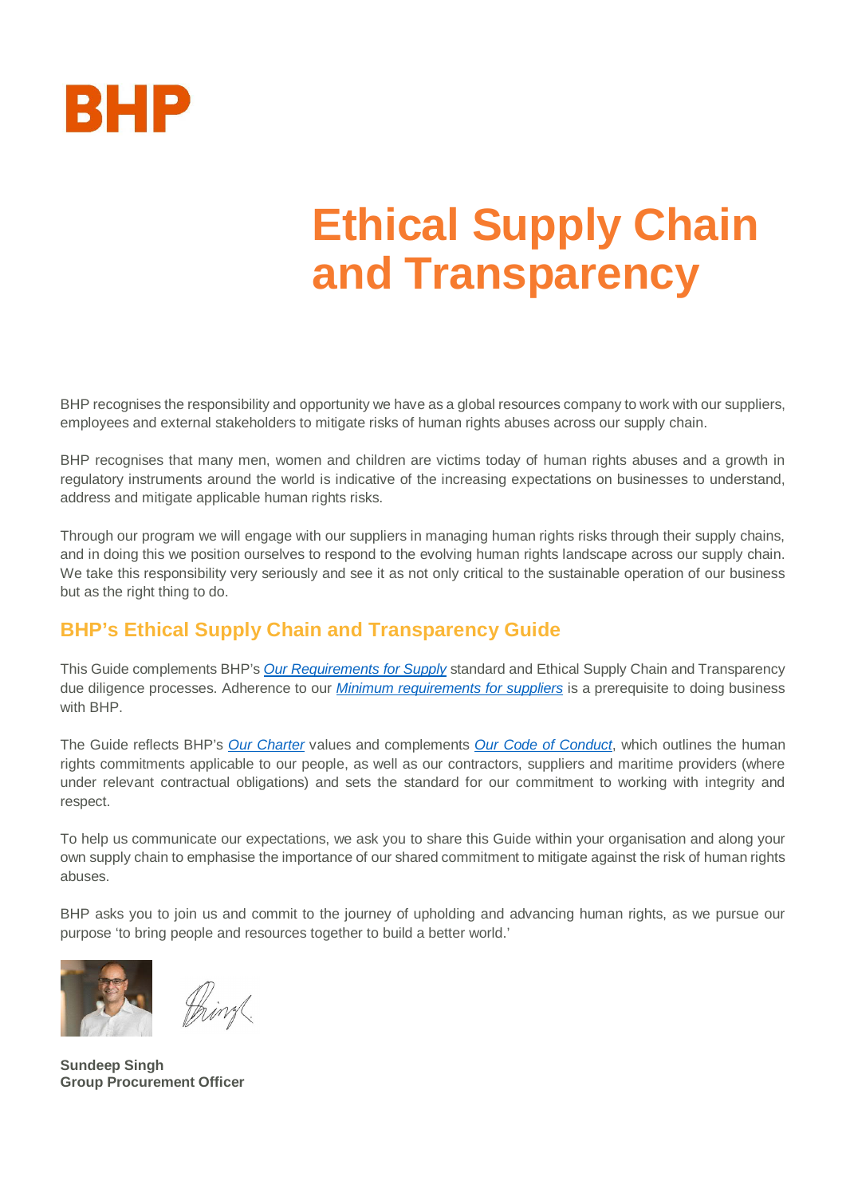BHP

# Ethical Supply Chain and Transparency

BHP recognises the responsibility and opportunity we have as a global resources company to work with our suppliers, employees and external stakeholders to mitigate risks of human rights abuses across our supply chain.

BHP recognises that many men, women and children are victims today of human rights abuses and a growth in regulatory instruments around the world is indicative of the increasing expectations on businesses to understand, address and mitigate applicable human rights risks.

Through our program we will engage with our suppliers in managing human rights risks through their supply chains, and in doing this we position ourselves to respond to the evolving human rights landscape across our supply chain. We take this responsibility very seriously and see it as not only critical to the sustainable operation of our business but as the right thing to do.

## BHP's Ethical Supply Chain and Transparency Guide

This Guide complements BHP's *Our Requirements for Supply* standard and Ethical Supply Chain and Transparency due diligence processes. Adherence to our *Minimum requirements for suppliers* is a prerequisite to doing business with BHP.

The Guide reflects BHP's *Our Charter* values and complements *Our Code of Conduct*, which outlines the human rights commitments applicable to our people, as well as our contractors, suppliers and maritime providers (where under relevant contractual obligations) and sets the standard for our commitment to working with integrity and respect.

To help us communicate our expectations, we ask you to share this Guide within your organisation and along your own supply chain to emphasise the importance of our shared commitment to mitigate against the risk of human rights abuses.

BHP asks you to join us and commit to the journey of upholding and advancing human rights, as we pursue our purpose 'to bring people and resources together to build a better world.'

**Sundeep Singh**
**Group Procurement Officer**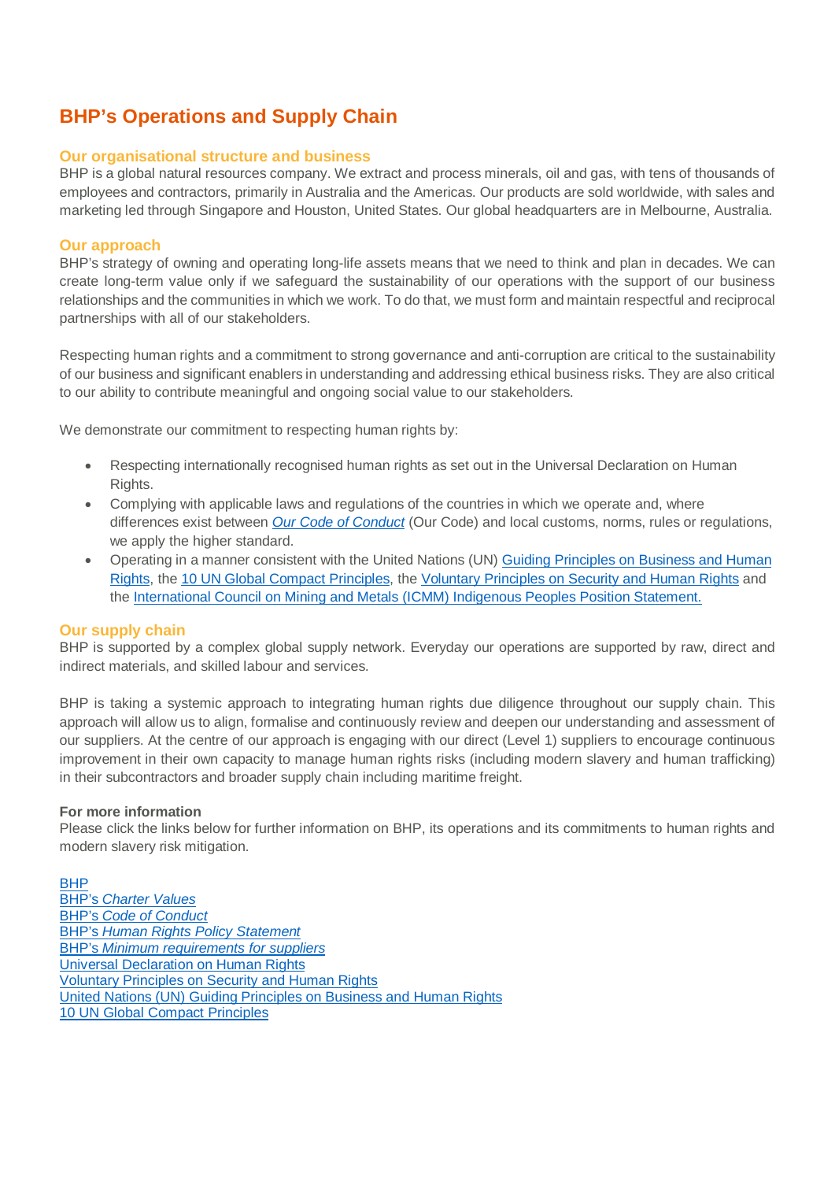# BHP's Operations and Supply Chain

## Our organisational structure and business

BHP is a global natural resources company. We extract and process minerals, oil and gas, with tens of thousands of employees and contractors, primarily in Australia and the Americas. Our products are sold worldwide, with sales and marketing led through Singapore and Houston, United States. Our global headquarters are in Melbourne, Australia.

## Our approach

BHP's strategy of owning and operating long-life assets means that we need to think and plan in decades. We can create long-term value only if we safeguard the sustainability of our operations with the support of our business relationships and the communities in which we work. To do that, we must form and maintain respectful and reciprocal partnerships with all of our stakeholders.

Respecting human rights and a commitment to strong governance and anti-corruption are critical to the sustainability of our business and significant enablers in understanding and addressing ethical business risks. They are also critical to our ability to contribute meaningful and ongoing social value to our stakeholders.

We demonstrate our commitment to respecting human rights by:

- Respecting internationally recognised human rights as set out in the Universal Declaration on Human Rights.
- Complying with applicable laws and regulations of the countries in which we operate and, where differences exist between *Our Code of Conduct* (Our Code) and local customs, norms, rules or regulations, we apply the higher standard.
- Operating in a manner consistent with the United Nations (UN) Guiding Principles on Business and Human Rights, the 10 UN Global Compact Principles, the Voluntary Principles on Security and Human Rights and the International Council on Mining and Metals (ICMM) Indigenous Peoples Position Statement.

## Our supply chain

BHP is supported by a complex global supply network. Everyday our operations are supported by raw, direct and indirect materials, and skilled labour and services.

BHP is taking a systemic approach to integrating human rights due diligence throughout our supply chain. This approach will allow us to align, formalise and continuously review and deepen our understanding and assessment of our suppliers. At the centre of our approach is engaging with our direct (Level 1) suppliers to encourage continuous improvement in their own capacity to manage human rights risks (including modern slavery and human trafficking) in their subcontractors and broader supply chain including maritime freight.

**For more information**

Please click the links below for further information on BHP, its operations and its commitments to human rights and modern slavery risk mitigation.

BHP
BHP's *Charter Values*
BHP's *Code of Conduct*
BHP's *Human Rights Policy Statement*
BHP's *Minimum requirements for suppliers*
Universal Declaration on Human Rights
Voluntary Principles on Security and Human Rights
United Nations (UN) Guiding Principles on Business and Human Rights
10 UN Global Compact Principles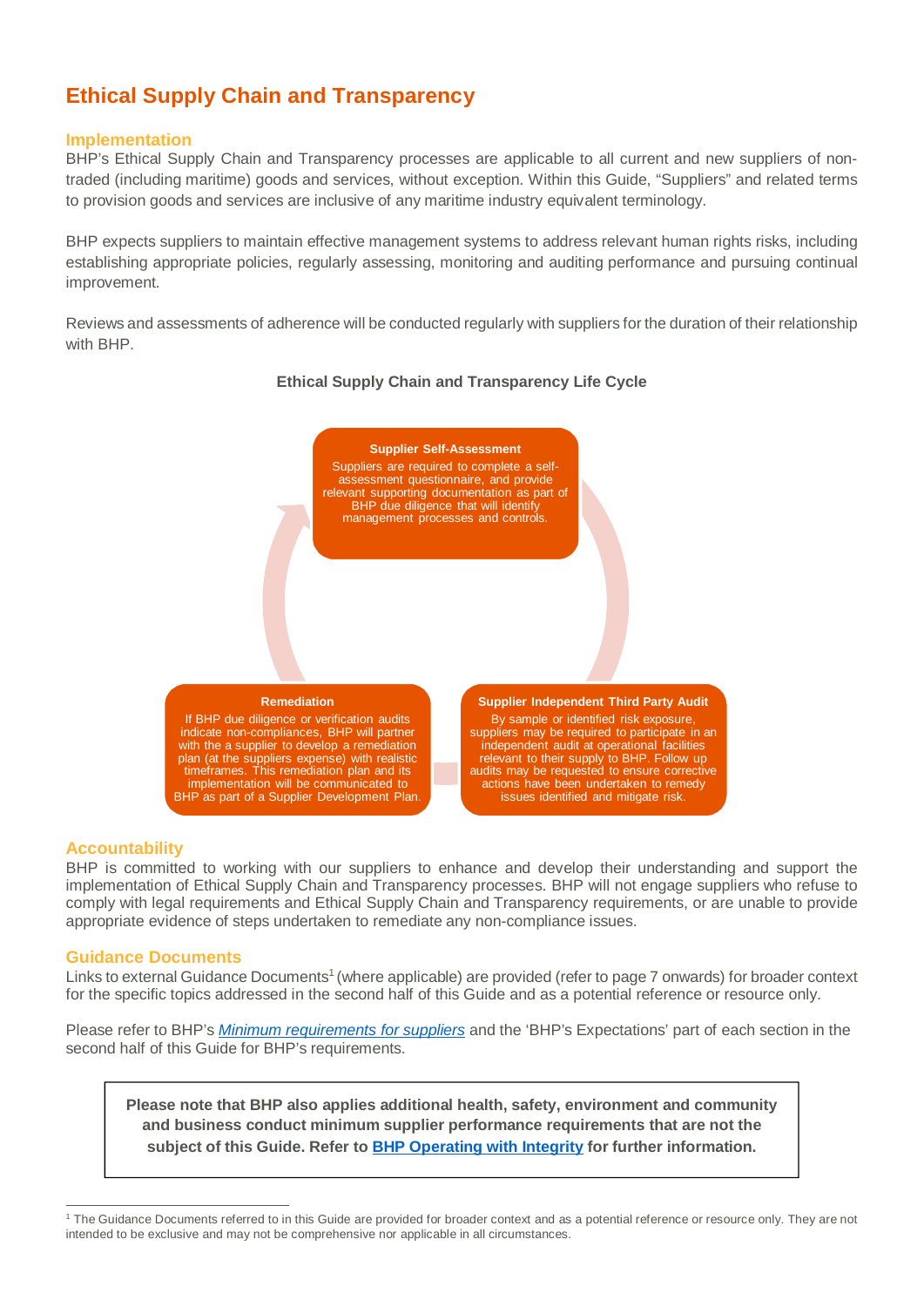# Ethical Supply Chain and Transparency

## Implementation

BHP's Ethical Supply Chain and Transparency processes are applicable to all current and new suppliers of non-traded (including maritime) goods and services, without exception. Within this Guide, "Suppliers" and related terms to provision goods and services are inclusive of any maritime industry equivalent terminology.

BHP expects suppliers to maintain effective management systems to address relevant human rights risks, including establishing appropriate policies, regularly assessing, monitoring and auditing performance and pursuing continual improvement.

Reviews and assessments of adherence will be conducted regularly with suppliers for the duration of their relationship with BHP.

**Ethical Supply Chain and Transparency Life Cycle**

**Supplier Self-Assessment**
Suppliers are required to complete a self-assessment questionnaire, and provide relevant supporting documentation as part of BHP due diligence that will identify management processes and controls.

**Supplier Independent Third Party Audit**
By sample or identified risk exposure, suppliers may be required to participate in an independent audit at operational facilities relevant to their supply to BHP. Follow up audits may be requested to ensure corrective actions have been undertaken to remedy issues identified and mitigate risk.

**Remediation**
If BHP due diligence or verification audits indicate non-compliances, BHP will partner with the a supplier to develop a remediation plan (at the suppliers expense) with realistic timeframes. This remediation plan and its implementation will be communicated to BHP as part of a Supplier Development Plan.

## Accountability

BHP is committed to working with our suppliers to enhance and develop their understanding and support the implementation of Ethical Supply Chain and Transparency processes. BHP will not engage suppliers who refuse to comply with legal requirements and Ethical Supply Chain and Transparency requirements, or are unable to provide appropriate evidence of steps undertaken to remediate any non-compliance issues.

## Guidance Documents

Links to external Guidance Documents[1] (where applicable) are provided (refer to page 7 onwards) for broader context for the specific topics addressed in the second half of this Guide and as a potential reference or resource only.

Please refer to BHP's *Minimum requirements for suppliers* and the 'BHP's Expectations' part of each section in the second half of this Guide for BHP's requirements.

> **Please note that BHP also applies additional health, safety, environment and community and business conduct minimum supplier performance requirements that are not the subject of this Guide. Refer to BHP Operating with Integrity for further information.**

[1] The Guidance Documents referred to in this Guide are provided for broader context and as a potential reference or resource only. They are not intended to be exclusive and may not be comprehensive nor applicable in all circumstances.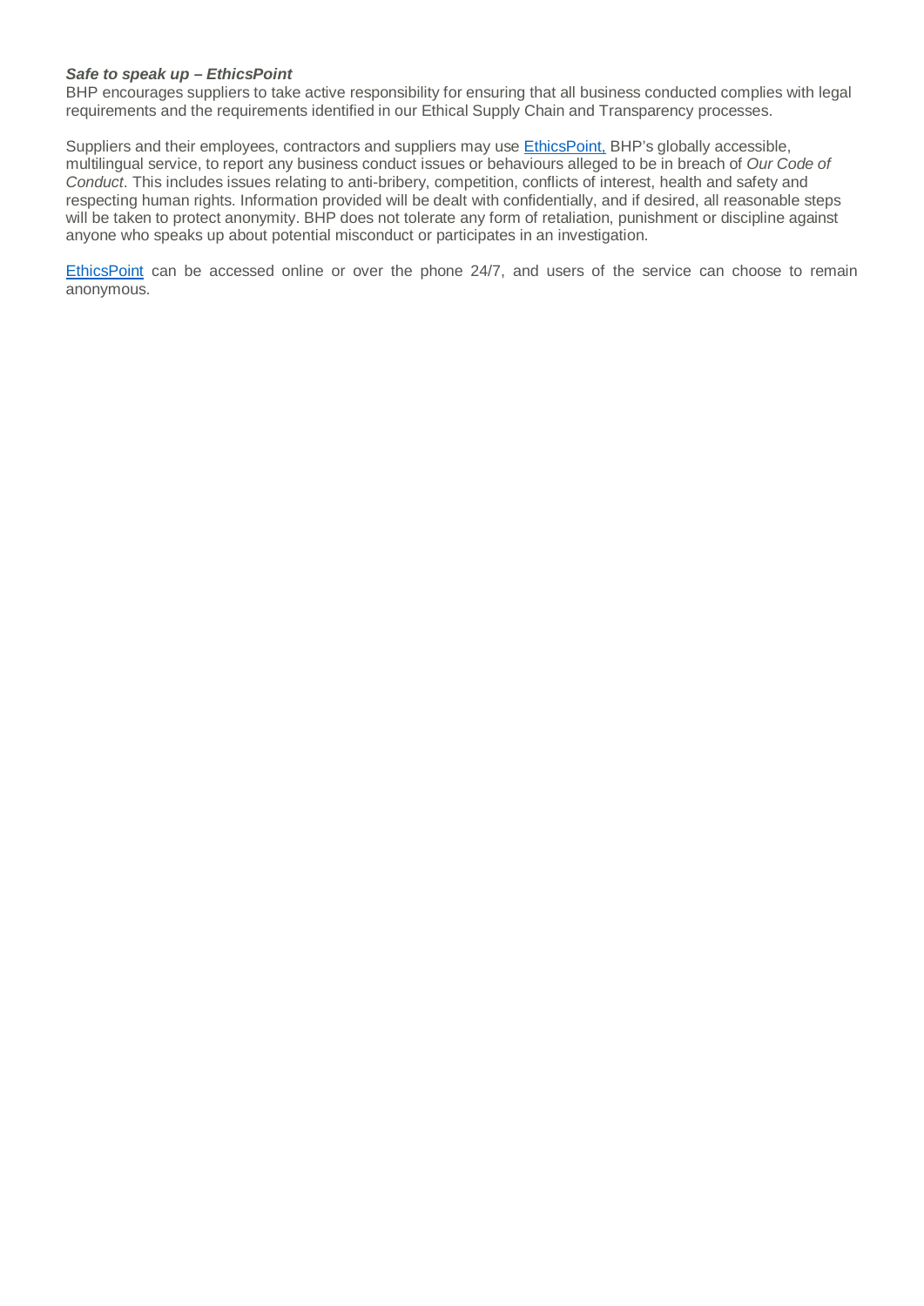***Safe to speak up – EthicsPoint***

BHP encourages suppliers to take active responsibility for ensuring that all business conducted complies with legal requirements and the requirements identified in our Ethical Supply Chain and Transparency processes.

Suppliers and their employees, contractors and suppliers may use EthicsPoint, BHP's globally accessible, multilingual service, to report any business conduct issues or behaviours alleged to be in breach of *Our Code of Conduct*. This includes issues relating to anti-bribery, competition, conflicts of interest, health and safety and respecting human rights. Information provided will be dealt with confidentially, and if desired, all reasonable steps will be taken to protect anonymity. BHP does not tolerate any form of retaliation, punishment or discipline against anyone who speaks up about potential misconduct or participates in an investigation.

EthicsPoint can be accessed online or over the phone 24/7, and users of the service can choose to remain anonymous.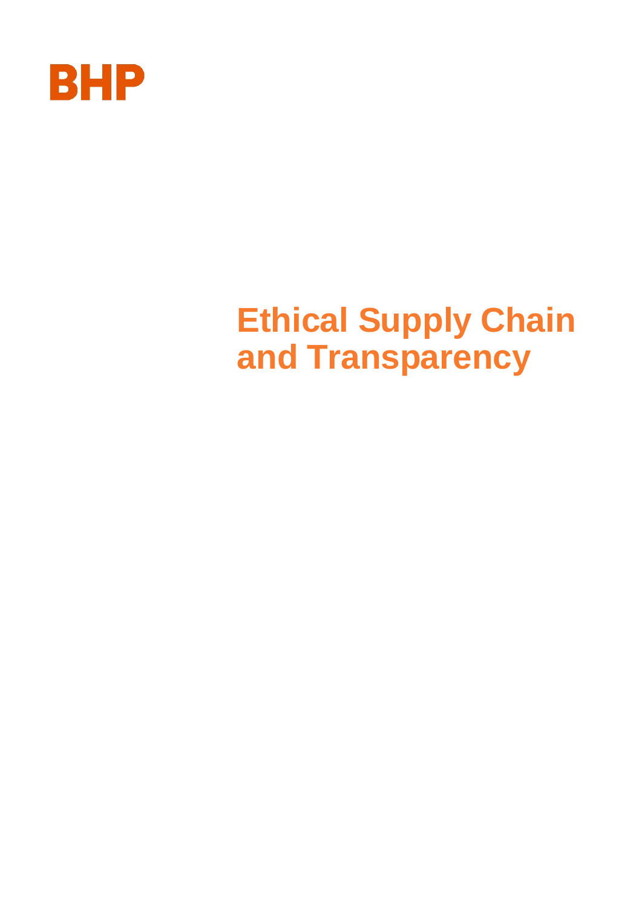BHP

# Ethical Supply Chain and Transparency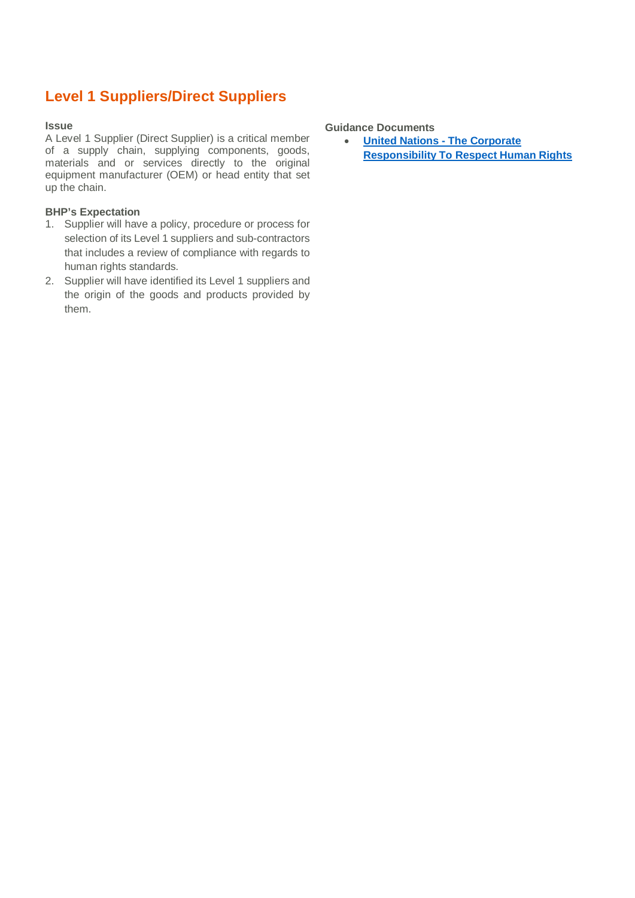## Level 1 Suppliers/Direct Suppliers

**Issue**

A Level 1 Supplier (Direct Supplier) is a critical member of a supply chain, supplying components, goods, materials and or services directly to the original equipment manufacturer (OEM) or head entity that set up the chain.

**BHP's Expectation**

1. Supplier will have a policy, procedure or process for selection of its Level 1 suppliers and sub-contractors that includes a review of compliance with regards to human rights standards.
2. Supplier will have identified its Level 1 suppliers and the origin of the goods and products provided by them.

**Guidance Documents**

- **United Nations - The Corporate Responsibility To Respect Human Rights**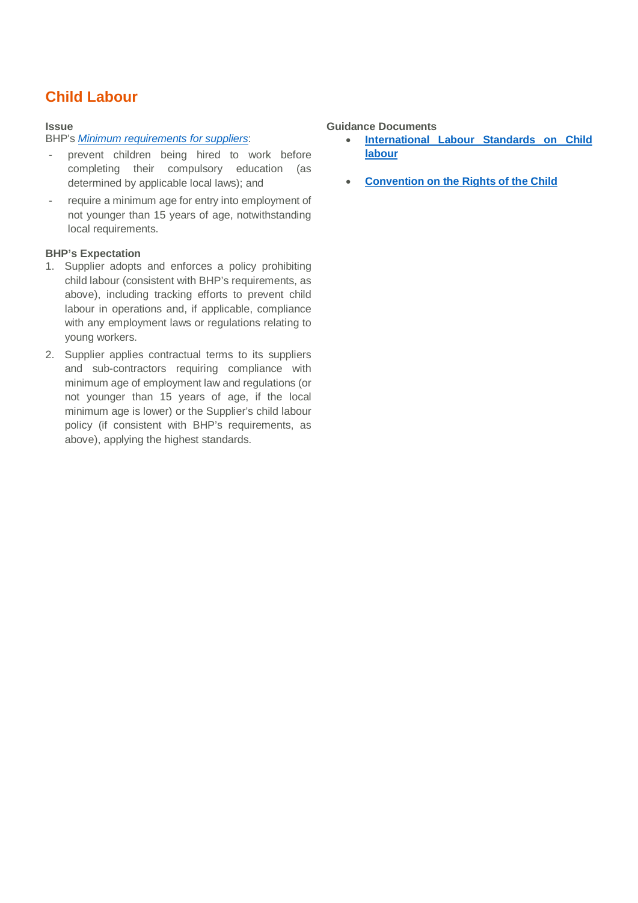## Child Labour

### Issue

BHP's *Minimum requirements for suppliers*:

- prevent children being hired to work before completing their compulsory education (as determined by applicable local laws); and
- require a minimum age for entry into employment of not younger than 15 years of age, notwithstanding local requirements.

### BHP's Expectation

1. Supplier adopts and enforces a policy prohibiting child labour (consistent with BHP's requirements, as above), including tracking efforts to prevent child labour in operations and, if applicable, compliance with any employment laws or regulations relating to young workers.
2. Supplier applies contractual terms to its suppliers and sub-contractors requiring compliance with minimum age of employment law and regulations (or not younger than 15 years of age, if the local minimum age is lower) or the Supplier's child labour policy (if consistent with BHP's requirements, as above), applying the highest standards.

### Guidance Documents

- **International Labour Standards on Child labour**
- **Convention on the Rights of the Child**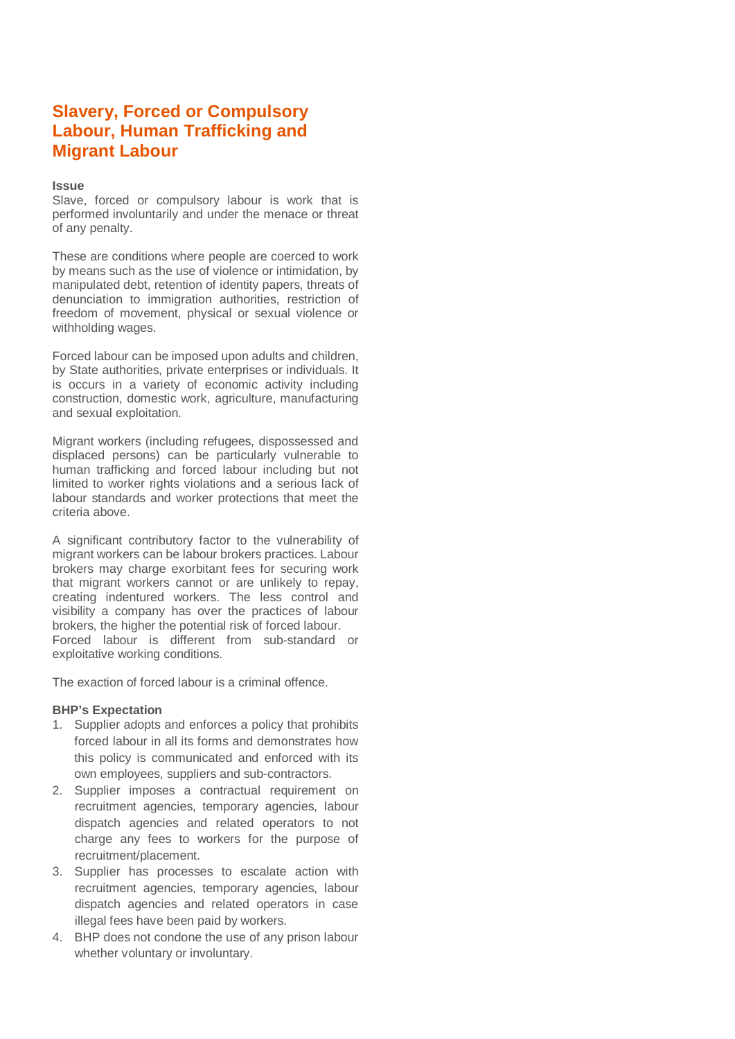## Slavery, Forced or Compulsory Labour, Human Trafficking and Migrant Labour

**Issue**

Slave, forced or compulsory labour is work that is performed involuntarily and under the menace or threat of any penalty.

These are conditions where people are coerced to work by means such as the use of violence or intimidation, by manipulated debt, retention of identity papers, threats of denunciation to immigration authorities, restriction of freedom of movement, physical or sexual violence or withholding wages.

Forced labour can be imposed upon adults and children, by State authorities, private enterprises or individuals. It is occurs in a variety of economic activity including construction, domestic work, agriculture, manufacturing and sexual exploitation.

Migrant workers (including refugees, dispossessed and displaced persons) can be particularly vulnerable to human trafficking and forced labour including but not limited to worker rights violations and a serious lack of labour standards and worker protections that meet the criteria above.

A significant contributory factor to the vulnerability of migrant workers can be labour brokers practices. Labour brokers may charge exorbitant fees for securing work that migrant workers cannot or are unlikely to repay, creating indentured workers. The less control and visibility a company has over the practices of labour brokers, the higher the potential risk of forced labour.
Forced labour is different from sub-standard or exploitative working conditions.

The exaction of forced labour is a criminal offence.

**BHP's Expectation**

1. Supplier adopts and enforces a policy that prohibits forced labour in all its forms and demonstrates how this policy is communicated and enforced with its own employees, suppliers and sub-contractors.
2. Supplier imposes a contractual requirement on recruitment agencies, temporary agencies, labour dispatch agencies and related operators to not charge any fees to workers for the purpose of recruitment/placement.
3. Supplier has processes to escalate action with recruitment agencies, temporary agencies, labour dispatch agencies and related operators in case illegal fees have been paid by workers.
4. BHP does not condone the use of any prison labour whether voluntary or involuntary.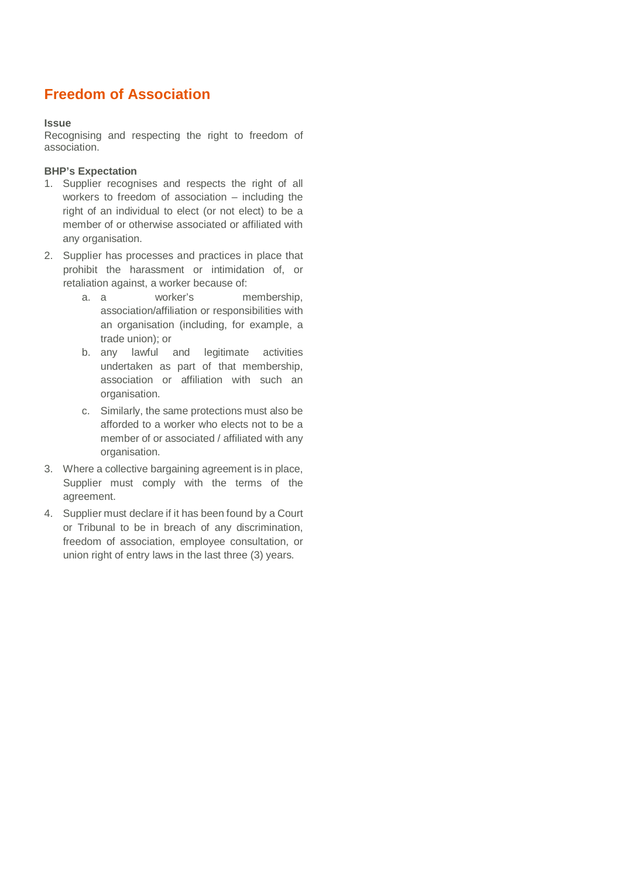## Freedom of Association

**Issue**

Recognising and respecting the right to freedom of association.

**BHP's Expectation**

1. Supplier recognises and respects the right of all workers to freedom of association – including the right of an individual to elect (or not elect) to be a member of or otherwise associated or affiliated with any organisation.
2. Supplier has processes and practices in place that prohibit the harassment or intimidation of, or retaliation against, a worker because of:
   a. a worker's membership, association/affiliation or responsibilities with an organisation (including, for example, a trade union); or
   b. any lawful and legitimate activities undertaken as part of that membership, association or affiliation with such an organisation.
   c. Similarly, the same protections must also be afforded to a worker who elects not to be a member of or associated / affiliated with any organisation.
3. Where a collective bargaining agreement is in place, Supplier must comply with the terms of the agreement.
4. Supplier must declare if it has been found by a Court or Tribunal to be in breach of any discrimination, freedom of association, employee consultation, or union right of entry laws in the last three (3) years.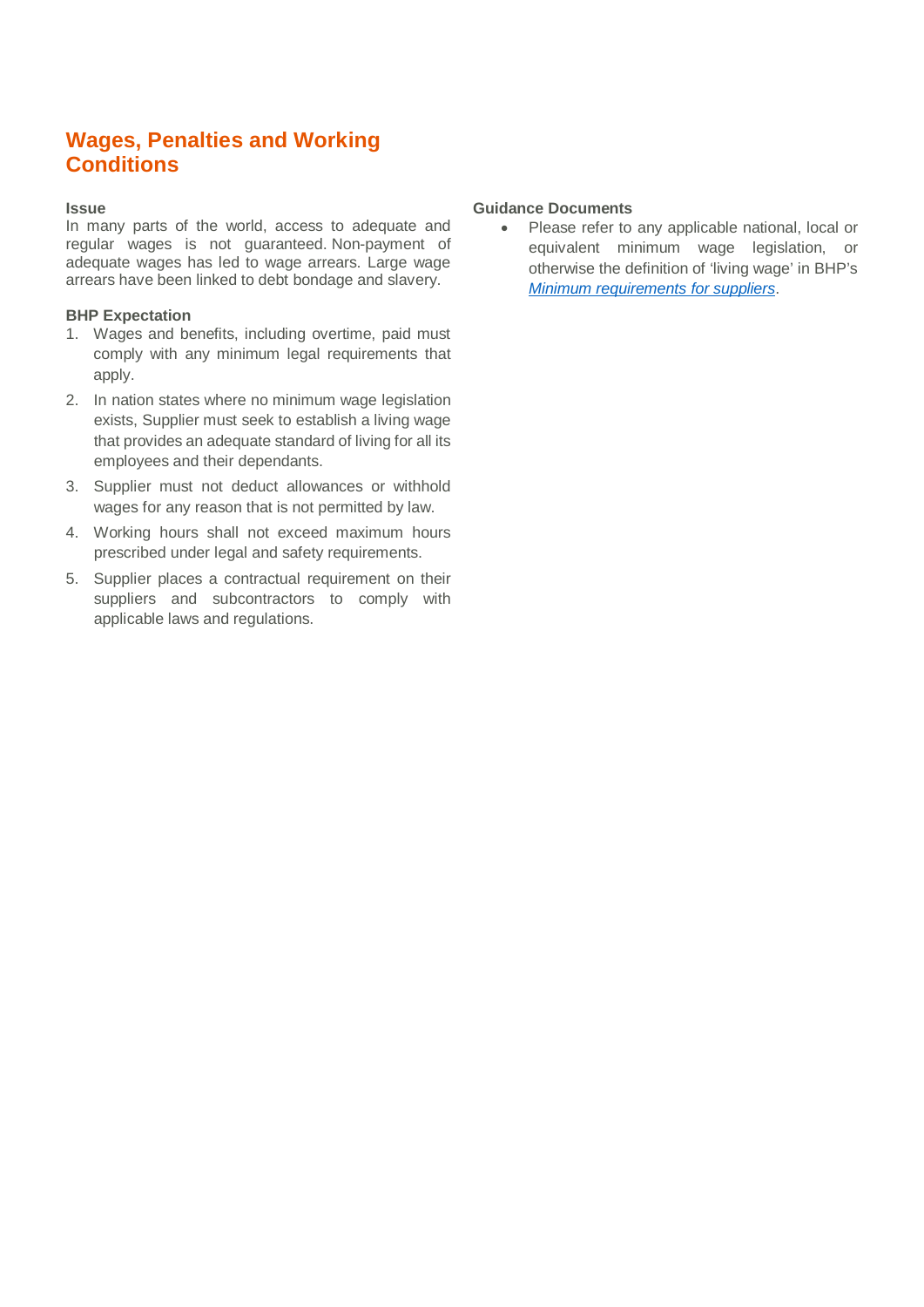## Wages, Penalties and Working Conditions

**Issue**

In many parts of the world, access to adequate and regular wages is not guaranteed. Non-payment of adequate wages has led to wage arrears. Large wage arrears have been linked to debt bondage and slavery.

**BHP Expectation**

1. Wages and benefits, including overtime, paid must comply with any minimum legal requirements that apply.
2. In nation states where no minimum wage legislation exists, Supplier must seek to establish a living wage that provides an adequate standard of living for all its employees and their dependants.
3. Supplier must not deduct allowances or withhold wages for any reason that is not permitted by law.
4. Working hours shall not exceed maximum hours prescribed under legal and safety requirements.
5. Supplier places a contractual requirement on their suppliers and subcontractors to comply with applicable laws and regulations.

**Guidance Documents**

- Please refer to any applicable national, local or equivalent minimum wage legislation, or otherwise the definition of 'living wage' in BHP's *Minimum requirements for suppliers*.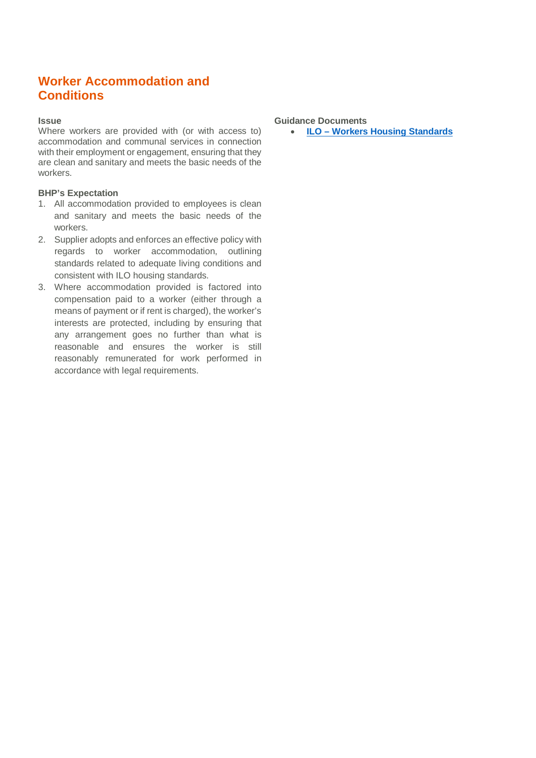# Worker Accommodation and Conditions

**Issue**

Where workers are provided with (or with access to) accommodation and communal services in connection with their employment or engagement, ensuring that they are clean and sanitary and meets the basic needs of the workers.

**BHP's Expectation**

1. All accommodation provided to employees is clean and sanitary and meets the basic needs of the workers.
2. Supplier adopts and enforces an effective policy with regards to worker accommodation, outlining standards related to adequate living conditions and consistent with ILO housing standards.
3. Where accommodation provided is factored into compensation paid to a worker (either through a means of payment or if rent is charged), the worker's interests are protected, including by ensuring that any arrangement goes no further than what is reasonable and ensures the worker is still reasonably remunerated for work performed in accordance with legal requirements.

**Guidance Documents**

- **ILO – Workers Housing Standards**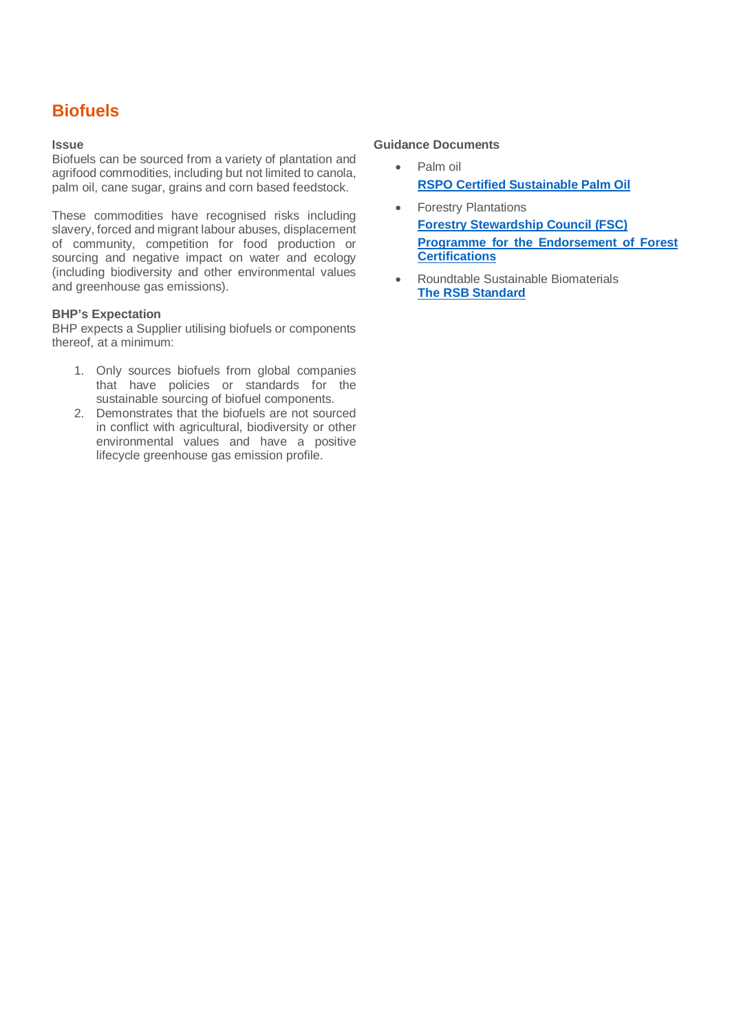## Biofuels

### Issue

Biofuels can be sourced from a variety of plantation and agrifood commodities, including but not limited to canola, palm oil, cane sugar, grains and corn based feedstock.

These commodities have recognised risks including slavery, forced and migrant labour abuses, displacement of community, competition for food production or sourcing and negative impact on water and ecology (including biodiversity and other environmental values and greenhouse gas emissions).

### BHP's Expectation

BHP expects a Supplier utilising biofuels or components thereof, at a minimum:

1. Only sources biofuels from global companies that have policies or standards for the sustainable sourcing of biofuel components.
2. Demonstrates that the biofuels are not sourced in conflict with agricultural, biodiversity or other environmental values and have a positive lifecycle greenhouse gas emission profile.

### Guidance Documents

- Palm oil
  **RSPO Certified Sustainable Palm Oil**
- Forestry Plantations
  **Forestry Stewardship Council (FSC)**
  **Programme for the Endorsement of Forest Certifications**
- Roundtable Sustainable Biomaterials
  **The RSB Standard**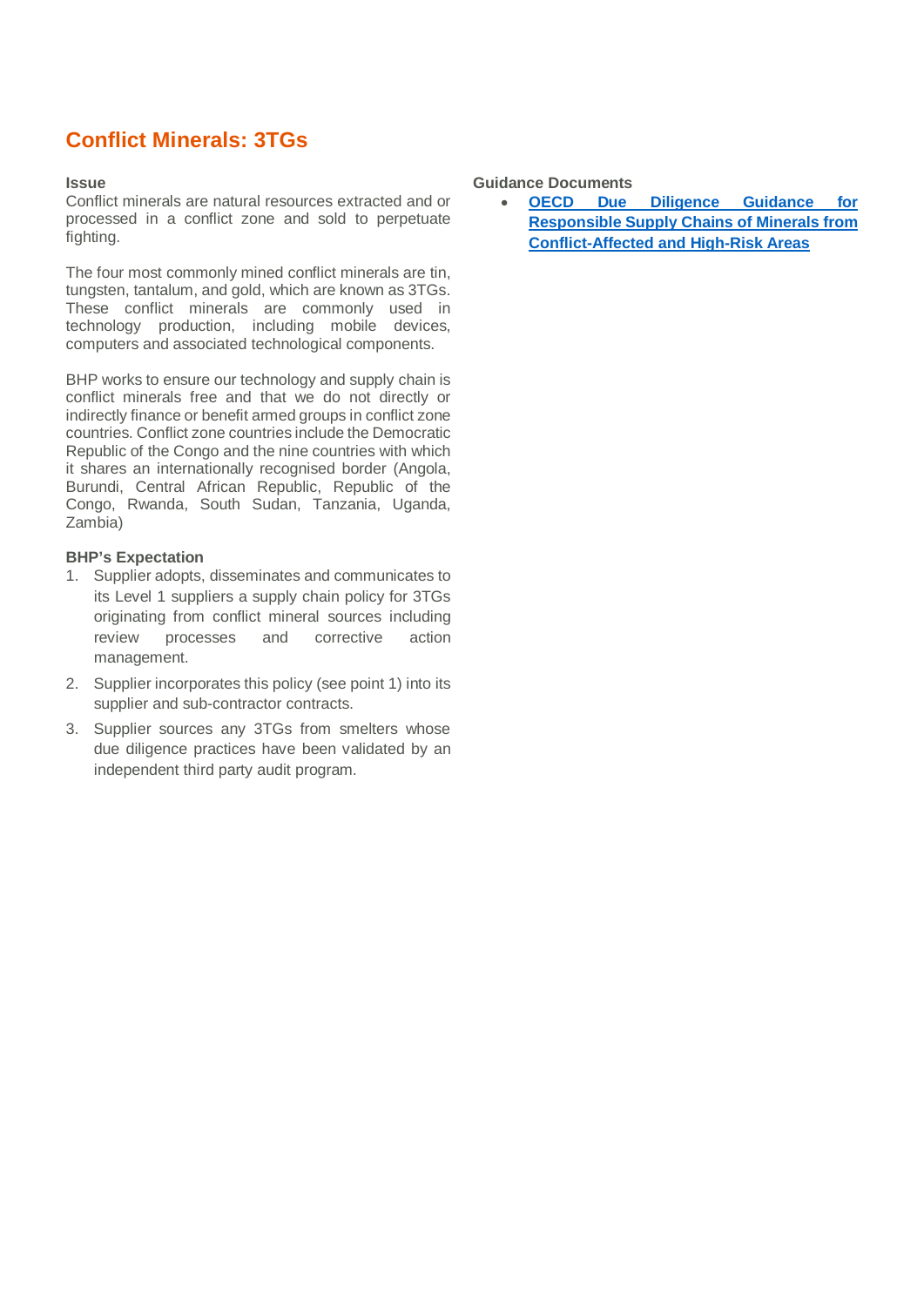## Conflict Minerals: 3TGs

**Issue**

Conflict minerals are natural resources extracted and or processed in a conflict zone and sold to perpetuate fighting.

The four most commonly mined conflict minerals are tin, tungsten, tantalum, and gold, which are known as 3TGs. These conflict minerals are commonly used in technology production, including mobile devices, computers and associated technological components.

BHP works to ensure our technology and supply chain is conflict minerals free and that we do not directly or indirectly finance or benefit armed groups in conflict zone countries. Conflict zone countries include the Democratic Republic of the Congo and the nine countries with which it shares an internationally recognised border (Angola, Burundi, Central African Republic, Republic of the Congo, Rwanda, South Sudan, Tanzania, Uganda, Zambia)

**BHP's Expectation**

1. Supplier adopts, disseminates and communicates to its Level 1 suppliers a supply chain policy for 3TGs originating from conflict mineral sources including review processes and corrective action management.
2. Supplier incorporates this policy (see point 1) into its supplier and sub-contractor contracts.
3. Supplier sources any 3TGs from smelters whose due diligence practices have been validated by an independent third party audit program.

**Guidance Documents**

- **OECD Due Diligence Guidance for Responsible Supply Chains of Minerals from Conflict-Affected and High-Risk Areas**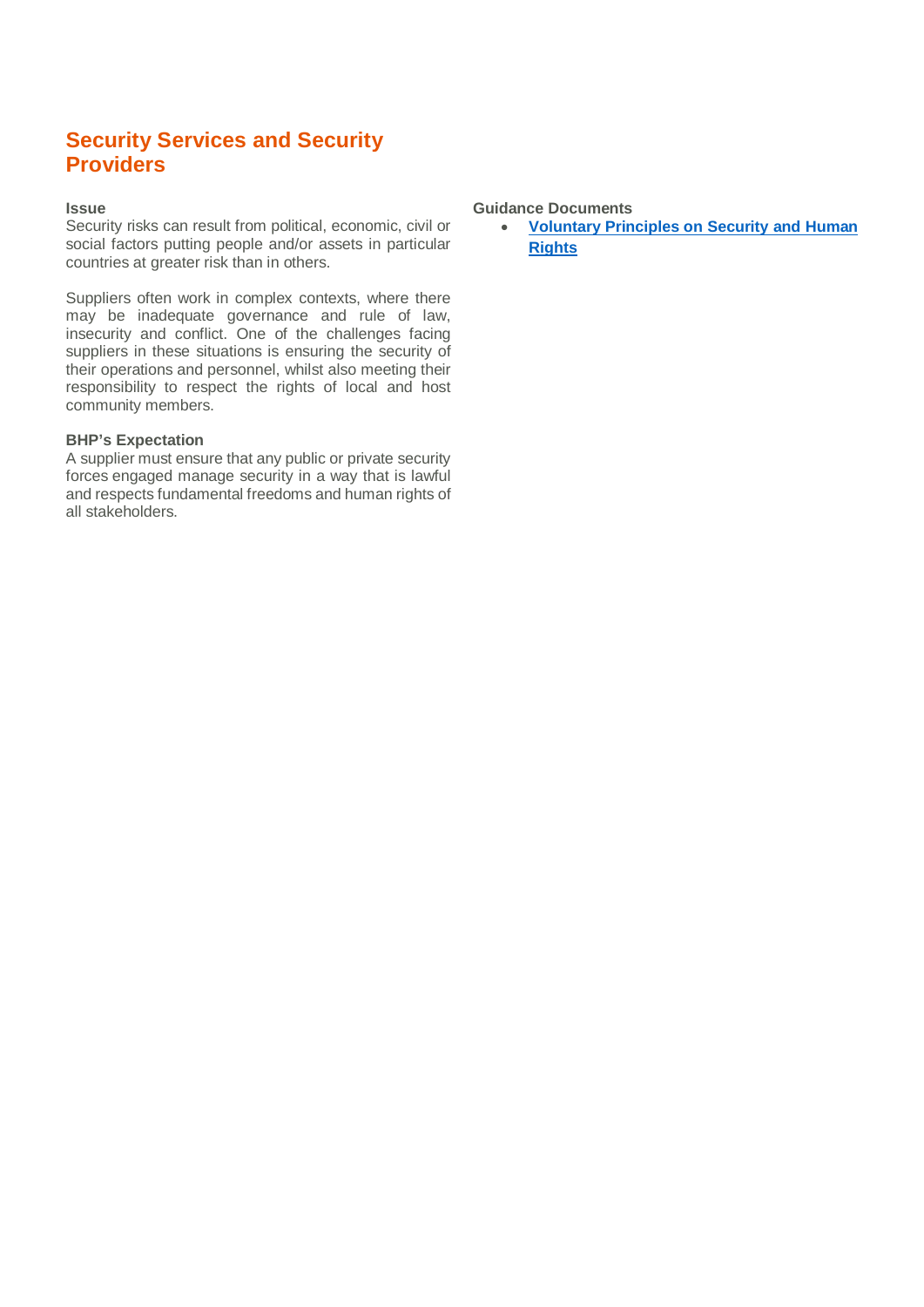## Security Services and Security Providers

**Issue**

Security risks can result from political, economic, civil or social factors putting people and/or assets in particular countries at greater risk than in others.

Suppliers often work in complex contexts, where there may be inadequate governance and rule of law, insecurity and conflict. One of the challenges facing suppliers in these situations is ensuring the security of their operations and personnel, whilst also meeting their responsibility to respect the rights of local and host community members.

**BHP's Expectation**

A supplier must ensure that any public or private security forces engaged manage security in a way that is lawful and respects fundamental freedoms and human rights of all stakeholders.

**Guidance Documents**

- **Voluntary Principles on Security and Human Rights**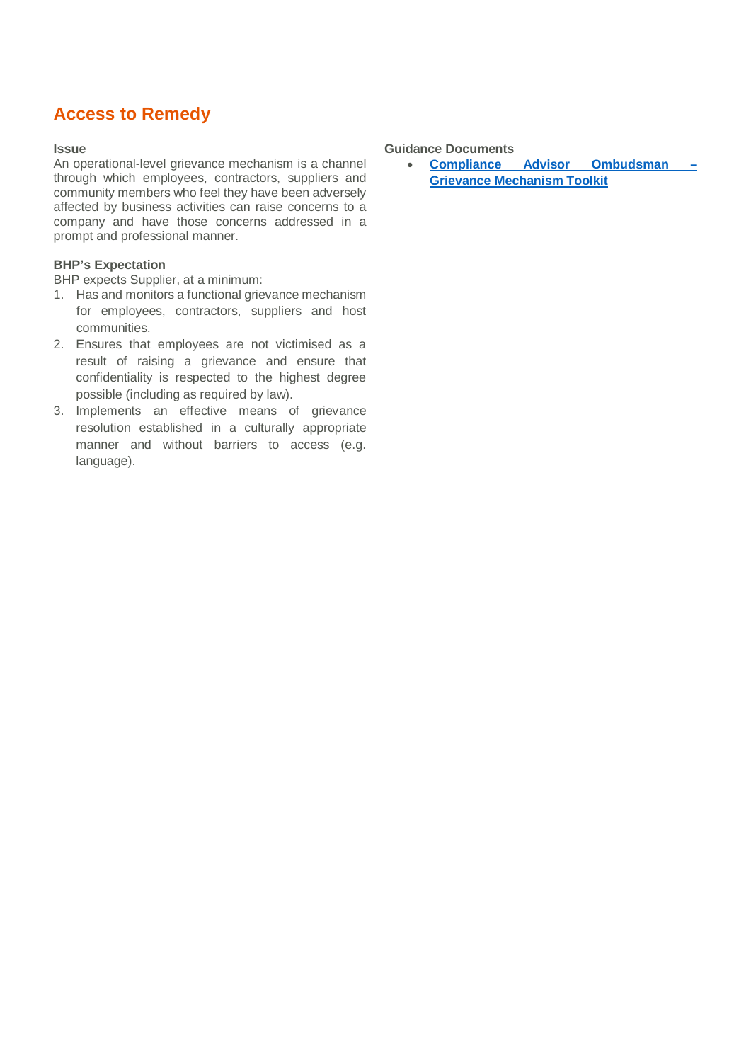## Access to Remedy

**Issue**

An operational-level grievance mechanism is a channel through which employees, contractors, suppliers and community members who feel they have been adversely affected by business activities can raise concerns to a company and have those concerns addressed in a prompt and professional manner.

**BHP's Expectation**

BHP expects Supplier, at a minimum:

1. Has and monitors a functional grievance mechanism for employees, contractors, suppliers and host communities.
2. Ensures that employees are not victimised as a result of raising a grievance and ensure that confidentiality is respected to the highest degree possible (including as required by law).
3. Implements an effective means of grievance resolution established in a culturally appropriate manner and without barriers to access (e.g. language).

**Guidance Documents**

- **Compliance Advisor Ombudsman – Grievance Mechanism Toolkit**